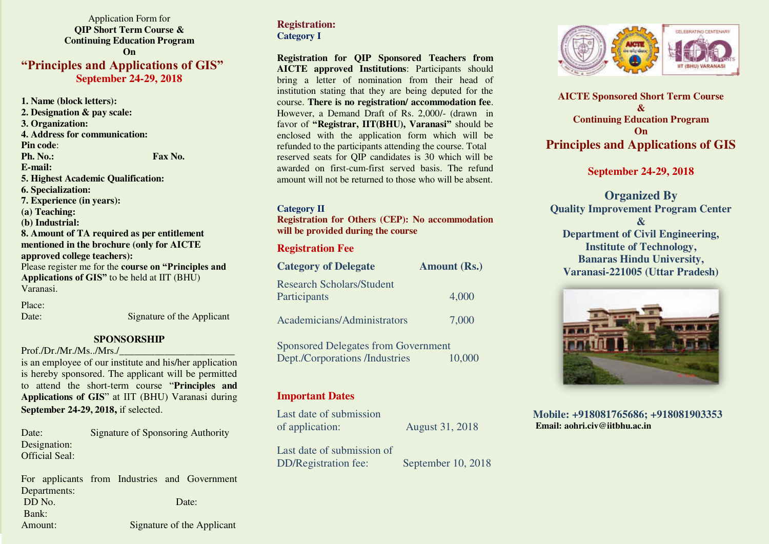Application Form for
**QIP Short Term Course &**
**Continuing Education Program**
**On**

## "Principles and Applications of GIS"

**September 24-29, 2018**

**1. Name (block letters):**
**2. Designation & pay scale:**
**3. Organization:**
**4. Address for communication:**
**Pin code**:
**Ph. No.:** **Fax No.**
**E-mail:**
**5. Highest Academic Qualification:**
**6. Specialization:**
**7. Experience (in years):**
**(a) Teaching:**
**(b) Industrial:**
**8. Amount of TA required as per entitlement mentioned in the brochure (only for AICTE approved college teachers):**
Please register me for the **course on "Principles and Applications of GIS"** to be held at IIT (BHU) Varanasi.

Place:
Date: Signature of the Applicant

### SPONSORSHIP

Prof./Dr./Mr./Ms../Mrs./_______________________
is an employee of our institute and his/her application is hereby sponsored. The applicant will be permitted to attend the short-term course "**Principles and Applications of GIS**" at IIT (BHU) Varanasi during **September 24-29, 2018,** if selected.

Date: Signature of Sponsoring Authority
Designation:
Official Seal:

For applicants from Industries and Government Departments:
DD No. Date:
Bank:
Amount: Signature of the Applicant

## Registration:

### Category I

**Registration for QIP Sponsored Teachers from AICTE approved Institutions**: Participants should bring a letter of nomination from their head of institution stating that they are being deputed for the course. **There is no registration/ accommodation fee**. However, a Demand Draft of Rs. 2,000/- (drawn in favor of **"Registrar, IIT(BHU), Varanasi"** should be enclosed with the application form which will be refunded to the participants attending the course. Total reserved seats for QIP candidates is 30 which will be awarded on first-cum-first served basis. The refund amount will not be returned to those who will be absent.

### Category II

**Registration for Others (CEP): No accommodation will be provided during the course**

### Registration Fee

| Category of Delegate | Amount (Rs.) |
|---|---|
| Research Scholars/Student Participants | 4,000 |
| Academicians/Administrators | 7,000 |
| Sponsored Delegates from Government Dept./Corporations /Industries | 10,000 |

### Important Dates

| | |
|---|---|
| Last date of submission of application: | August 31, 2018 |
| Last date of submission of DD/Registration fee: | September 10, 2018 |

**AICTE Sponsored Short Term Course**
**&**
**Continuing Education Program**
**On**

## Principles and Applications of GIS

**September 24-29, 2018**

**Organized By**
**Quality Improvement Program Center**
**&**
**Department of Civil Engineering,**
**Institute of Technology,**
**Banaras Hindu University,**
**Varanasi-221005 (Uttar Pradesh)**

**Mobile: +918081765686; +918081903353**
**Email: aohri.civ@iitbhu.ac.in**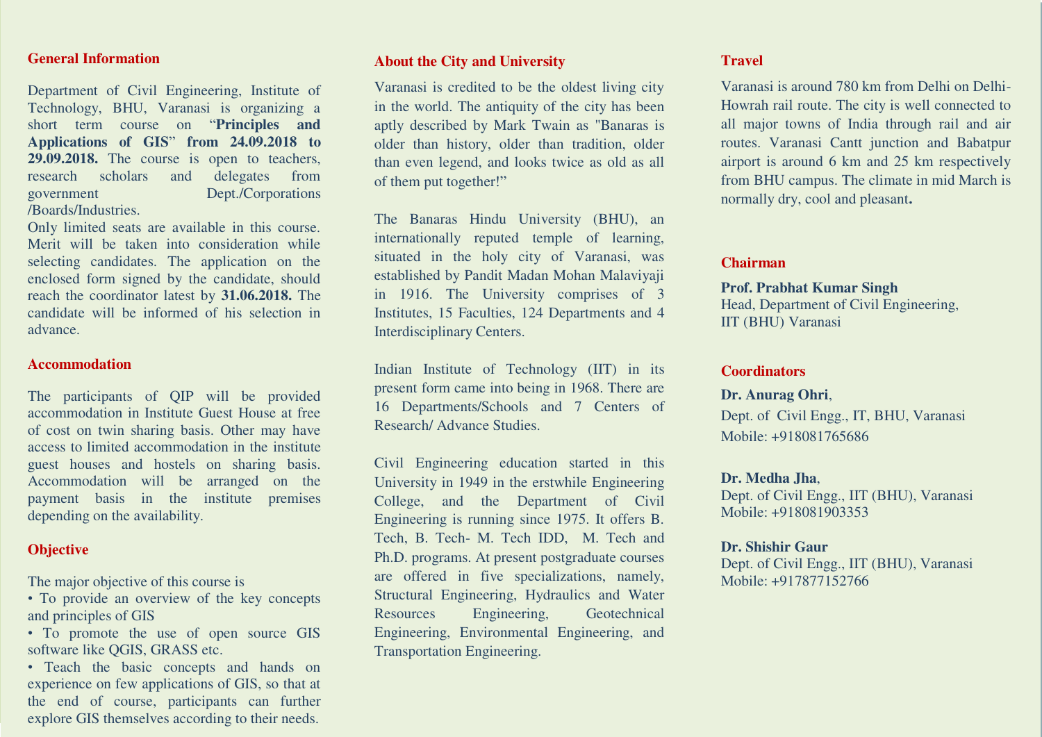## General Information

Department of Civil Engineering, Institute of Technology, BHU, Varanasi is organizing a short term course on "**Principles and Applications of GIS**" **from 24.09.2018 to 29.09.2018.** The course is open to teachers, research scholars and delegates from government Dept./Corporations /Boards/Industries.

Only limited seats are available in this course. Merit will be taken into consideration while selecting candidates. The application on the enclosed form signed by the candidate, should reach the coordinator latest by **31.06.2018.** The candidate will be informed of his selection in advance.

## Accommodation

The participants of QIP will be provided accommodation in Institute Guest House at free of cost on twin sharing basis. Other may have access to limited accommodation in the institute guest houses and hostels on sharing basis. Accommodation will be arranged on the payment basis in the institute premises depending on the availability.

## Objective

The major objective of this course is

- To provide an overview of the key concepts and principles of GIS
- To promote the use of open source GIS software like QGIS, GRASS etc.
- Teach the basic concepts and hands on experience on few applications of GIS, so that at the end of course, participants can further explore GIS themselves according to their needs.

## About the City and University

Varanasi is credited to be the oldest living city in the world. The antiquity of the city has been aptly described by Mark Twain as "Banaras is older than history, older than tradition, older than even legend, and looks twice as old as all of them put together!"

The Banaras Hindu University (BHU), an internationally reputed temple of learning, situated in the holy city of Varanasi, was established by Pandit Madan Mohan Malaviyaji in 1916. The University comprises of 3 Institutes, 15 Faculties, 124 Departments and 4 Interdisciplinary Centers.

Indian Institute of Technology (IIT) in its present form came into being in 1968. There are 16 Departments/Schools and 7 Centers of Research/ Advance Studies.

Civil Engineering education started in this University in 1949 in the erstwhile Engineering College, and the Department of Civil Engineering is running since 1975. It offers B. Tech, B. Tech- M. Tech IDD, M. Tech and Ph.D. programs. At present postgraduate courses are offered in five specializations, namely, Structural Engineering, Hydraulics and Water Resources Engineering, Geotechnical Engineering, Environmental Engineering, and Transportation Engineering.

## Travel

Varanasi is around 780 km from Delhi on Delhi-Howrah rail route. The city is well connected to all major towns of India through rail and air routes. Varanasi Cantt junction and Babatpur airport is around 6 km and 25 km respectively from BHU campus. The climate in mid March is normally dry, cool and pleasant**.**

## Chairman

**Prof. Prabhat Kumar Singh**
Head, Department of Civil Engineering,
IIT (BHU) Varanasi

## Coordinators

**Dr. Anurag Ohri**,
Dept. of Civil Engg., IT, BHU, Varanasi
Mobile: +918081765686

**Dr. Medha Jha**,
Dept. of Civil Engg., IIT (BHU), Varanasi
Mobile: +918081903353

**Dr. Shishir Gaur**
Dept. of Civil Engg., IIT (BHU), Varanasi
Mobile: +917877152766